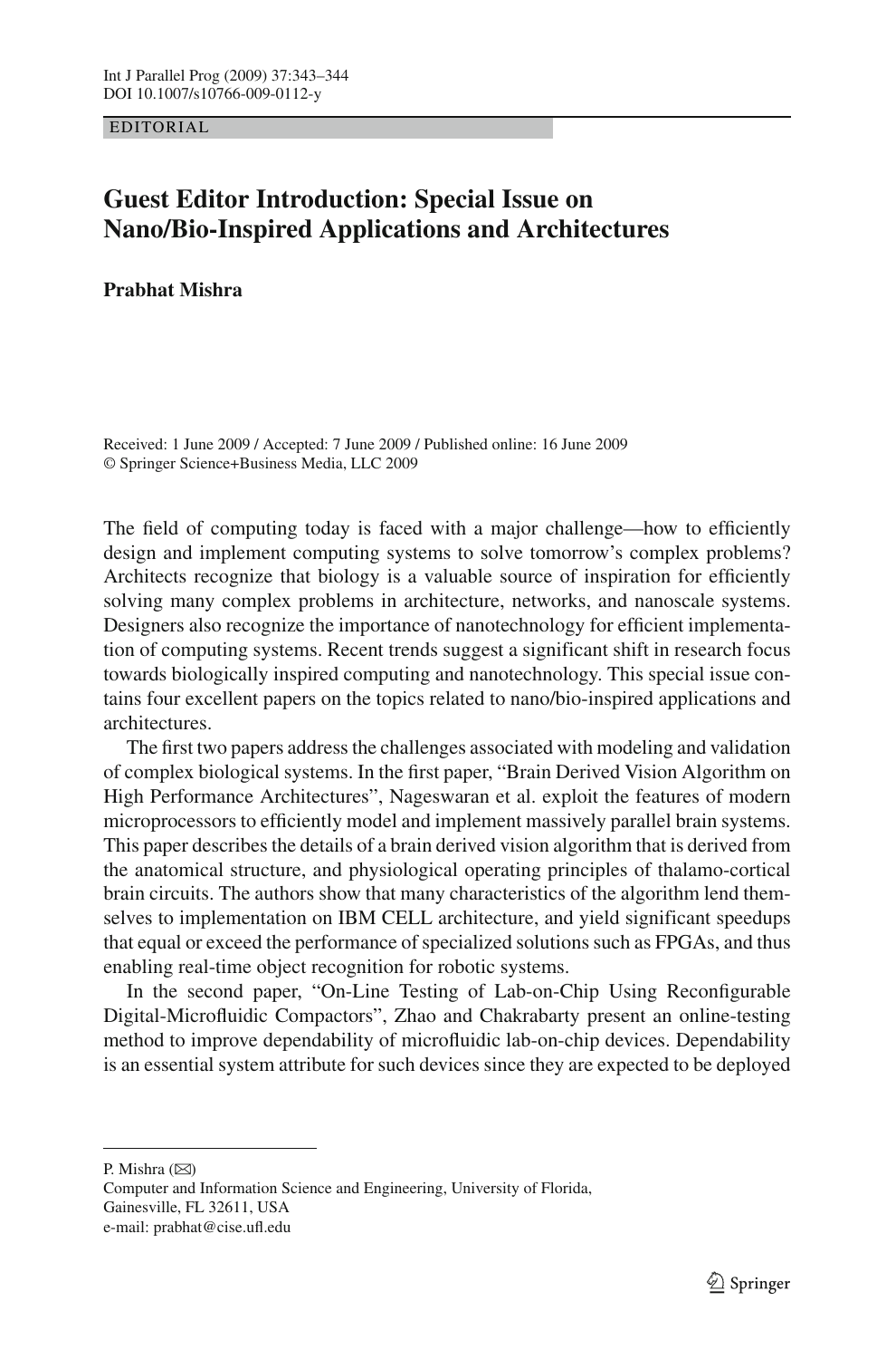EDITORIAL

# Guest Editor Introduction: Special Issue on Nano/Bio-Inspired Applications and Architectures

**Prabhat Mishra**

Received: 1 June 2009 / Accepted: 7 June 2009 / Published online: 16 June 2009
© Springer Science+Business Media, LLC 2009

The field of computing today is faced with a major challenge—how to efficiently design and implement computing systems to solve tomorrow's complex problems? Architects recognize that biology is a valuable source of inspiration for efficiently solving many complex problems in architecture, networks, and nanoscale systems. Designers also recognize the importance of nanotechnology for efficient implementation of computing systems. Recent trends suggest a significant shift in research focus towards biologically inspired computing and nanotechnology. This special issue contains four excellent papers on the topics related to nano/bio-inspired applications and architectures.

The first two papers address the challenges associated with modeling and validation of complex biological systems. In the first paper, "Brain Derived Vision Algorithm on High Performance Architectures", Nageswaran et al. exploit the features of modern microprocessors to efficiently model and implement massively parallel brain systems. This paper describes the details of a brain derived vision algorithm that is derived from the anatomical structure, and physiological operating principles of thalamo-cortical brain circuits. The authors show that many characteristics of the algorithm lend themselves to implementation on IBM CELL architecture, and yield significant speedups that equal or exceed the performance of specialized solutions such as FPGAs, and thus enabling real-time object recognition for robotic systems.

In the second paper, "On-Line Testing of Lab-on-Chip Using Reconfigurable Digital-Microfluidic Compactors", Zhao and Chakrabarty present an online-testing method to improve dependability of microfluidic lab-on-chip devices. Dependability is an essential system attribute for such devices since they are expected to be deployed

---

P. Mishra (✉)
Computer and Information Science and Engineering, University of Florida,
Gainesville, FL 32611, USA
e-mail: prabhat@cise.ufl.edu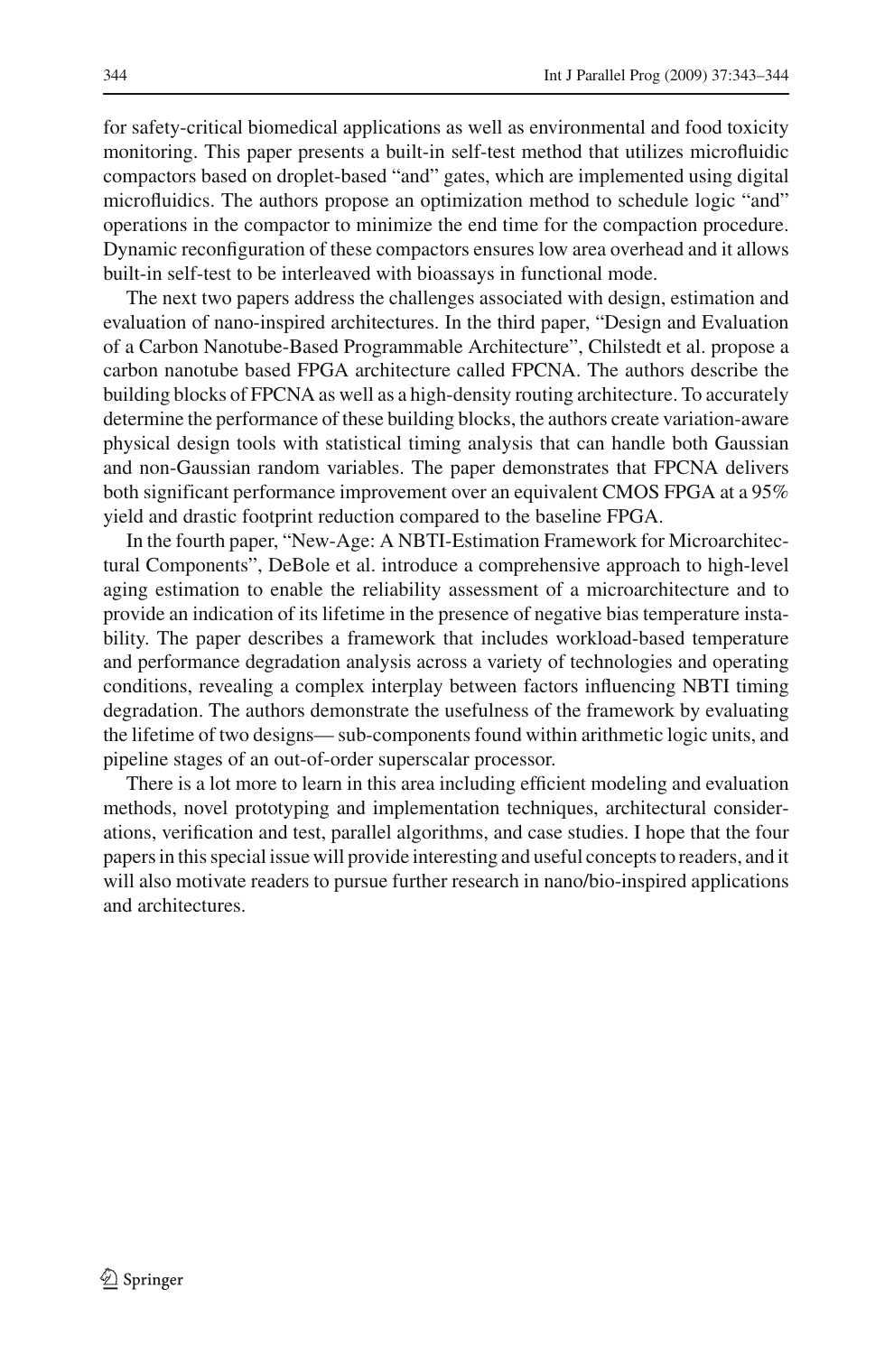for safety-critical biomedical applications as well as environmental and food toxicity monitoring. This paper presents a built-in self-test method that utilizes microfluidic compactors based on droplet-based "and" gates, which are implemented using digital microfluidics. The authors propose an optimization method to schedule logic "and" operations in the compactor to minimize the end time for the compaction procedure. Dynamic reconfiguration of these compactors ensures low area overhead and it allows built-in self-test to be interleaved with bioassays in functional mode.

The next two papers address the challenges associated with design, estimation and evaluation of nano-inspired architectures. In the third paper, "Design and Evaluation of a Carbon Nanotube-Based Programmable Architecture", Chilstedt et al. propose a carbon nanotube based FPGA architecture called FPCNA. The authors describe the building blocks of FPCNA as well as a high-density routing architecture. To accurately determine the performance of these building blocks, the authors create variation-aware physical design tools with statistical timing analysis that can handle both Gaussian and non-Gaussian random variables. The paper demonstrates that FPCNA delivers both significant performance improvement over an equivalent CMOS FPGA at a 95% yield and drastic footprint reduction compared to the baseline FPGA.

In the fourth paper, "New-Age: A NBTI-Estimation Framework for Microarchitectural Components", DeBole et al. introduce a comprehensive approach to high-level aging estimation to enable the reliability assessment of a microarchitecture and to provide an indication of its lifetime in the presence of negative bias temperature instability. The paper describes a framework that includes workload-based temperature and performance degradation analysis across a variety of technologies and operating conditions, revealing a complex interplay between factors influencing NBTI timing degradation. The authors demonstrate the usefulness of the framework by evaluating the lifetime of two designs— sub-components found within arithmetic logic units, and pipeline stages of an out-of-order superscalar processor.

There is a lot more to learn in this area including efficient modeling and evaluation methods, novel prototyping and implementation techniques, architectural considerations, verification and test, parallel algorithms, and case studies. I hope that the four papers in this special issue will provide interesting and useful concepts to readers, and it will also motivate readers to pursue further research in nano/bio-inspired applications and architectures.